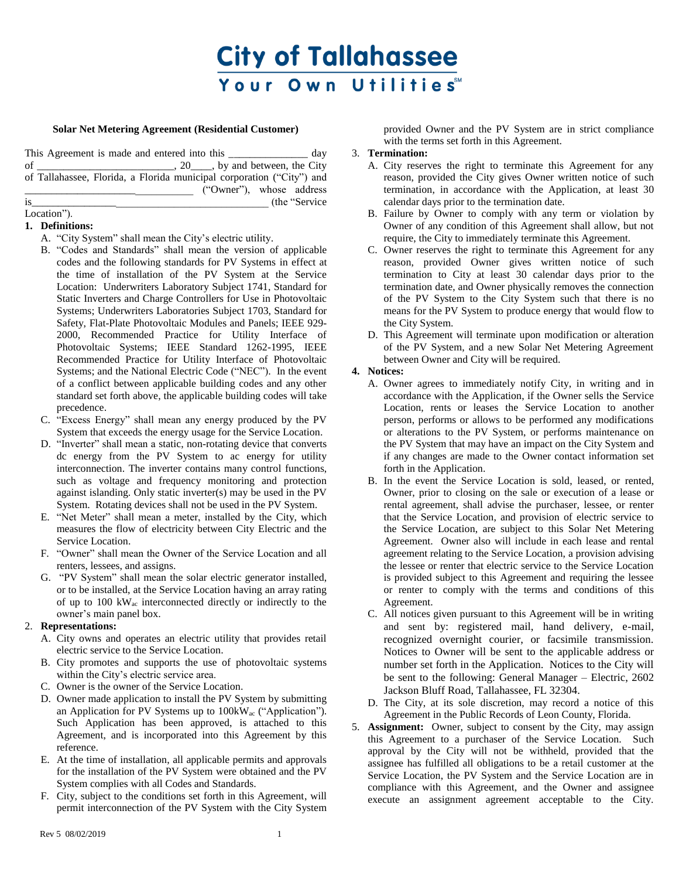# City of Tallahassee

**Your Own Utilities℠**

**Solar Net Metering Agreement (Residential Customer)**

This Agreement is made and entered into this _______________ day of __________________________, 20____, by and between, the City of Tallahassee, Florida, a Florida municipal corporation ("City") and _________________________________ ("Owner"), whose address is_____________________________________________ (the "Service Location").

1. **Definitions:**
   A. "City System" shall mean the City's electric utility.
   B. "Codes and Standards" shall mean the version of applicable codes and the following standards for PV Systems in effect at the time of installation of the PV System at the Service Location: Underwriters Laboratory Subject 1741, Standard for Static Inverters and Charge Controllers for Use in Photovoltaic Systems; Underwriters Laboratories Subject 1703, Standard for Safety, Flat-Plate Photovoltaic Modules and Panels; IEEE 929-2000, Recommended Practice for Utility Interface of Photovoltaic Systems; IEEE Standard 1262-1995, IEEE Recommended Practice for Utility Interface of Photovoltaic Systems; and the National Electric Code ("NEC"). In the event of a conflict between applicable building codes and any other standard set forth above, the applicable building codes will take precedence.
   C. "Excess Energy" shall mean any energy produced by the PV System that exceeds the energy usage for the Service Location.
   D. "Inverter" shall mean a static, non-rotating device that converts dc energy from the PV System to ac energy for utility interconnection. The inverter contains many control functions, such as voltage and frequency monitoring and protection against islanding. Only static inverter(s) may be used in the PV System. Rotating devices shall not be used in the PV System.
   E. "Net Meter" shall mean a meter, installed by the City, which measures the flow of electricity between City Electric and the Service Location.
   F. "Owner" shall mean the Owner of the Service Location and all renters, lessees, and assigns.
   G. "PV System" shall mean the solar electric generator installed, or to be installed, at the Service Location having an array rating of up to 100 $kW_{ac}$ interconnected directly or indirectly to the owner's main panel box.

2. **Representations:**
   A. City owns and operates an electric utility that provides retail electric service to the Service Location.
   B. City promotes and supports the use of photovoltaic systems within the City's electric service area.
   C. Owner is the owner of the Service Location.
   D. Owner made application to install the PV System by submitting an Application for PV Systems up to 100$kW_{ac}$ ("Application"). Such Application has been approved, is attached to this Agreement, and is incorporated into this Agreement by this reference.
   E. At the time of installation, all applicable permits and approvals for the installation of the PV System were obtained and the PV System complies with all Codes and Standards.
   F. City, subject to the conditions set forth in this Agreement, will permit interconnection of the PV System with the City System provided Owner and the PV System are in strict compliance with the terms set forth in this Agreement.

3. **Termination:**
   A. City reserves the right to terminate this Agreement for any reason, provided the City gives Owner written notice of such termination, in accordance with the Application, at least 30 calendar days prior to the termination date.
   B. Failure by Owner to comply with any term or violation by Owner of any condition of this Agreement shall allow, but not require, the City to immediately terminate this Agreement.
   C. Owner reserves the right to terminate this Agreement for any reason, provided Owner gives written notice of such termination to City at least 30 calendar days prior to the termination date, and Owner physically removes the connection of the PV System to the City System such that there is no means for the PV System to produce energy that would flow to the City System.
   D. This Agreement will terminate upon modification or alteration of the PV System, and a new Solar Net Metering Agreement between Owner and City will be required.

4. **Notices:**
   A. Owner agrees to immediately notify City, in writing and in accordance with the Application, if the Owner sells the Service Location, rents or leases the Service Location to another person, performs or allows to be performed any modifications or alterations to the PV System, or performs maintenance on the PV System that may have an impact on the City System and if any changes are made to the Owner contact information set forth in the Application.
   B. In the event the Service Location is sold, leased, or rented, Owner, prior to closing on the sale or execution of a lease or rental agreement, shall advise the purchaser, lessee, or renter that the Service Location, and provision of electric service to the Service Location, are subject to this Solar Net Metering Agreement. Owner also will include in each lease and rental agreement relating to the Service Location, a provision advising the lessee or renter that electric service to the Service Location is provided subject to this Agreement and requiring the lessee or renter to comply with the terms and conditions of this Agreement.
   C. All notices given pursuant to this Agreement will be in writing and sent by: registered mail, hand delivery, e-mail, recognized overnight courier, or facsimile transmission. Notices to Owner will be sent to the applicable address or number set forth in the Application. Notices to the City will be sent to the following: General Manager – Electric, 2602 Jackson Bluff Road, Tallahassee, FL 32304.
   D. The City, at its sole discretion, may record a notice of this Agreement in the Public Records of Leon County, Florida.

5. **Assignment:** Owner, subject to consent by the City, may assign this Agreement to a purchaser of the Service Location. Such approval by the City will not be withheld, provided that the assignee has fulfilled all obligations to be a retail customer at the Service Location, the PV System and the Service Location are in compliance with this Agreement, and the Owner and assignee execute an assignment agreement acceptable to the City.

Rev 5 08/02/2019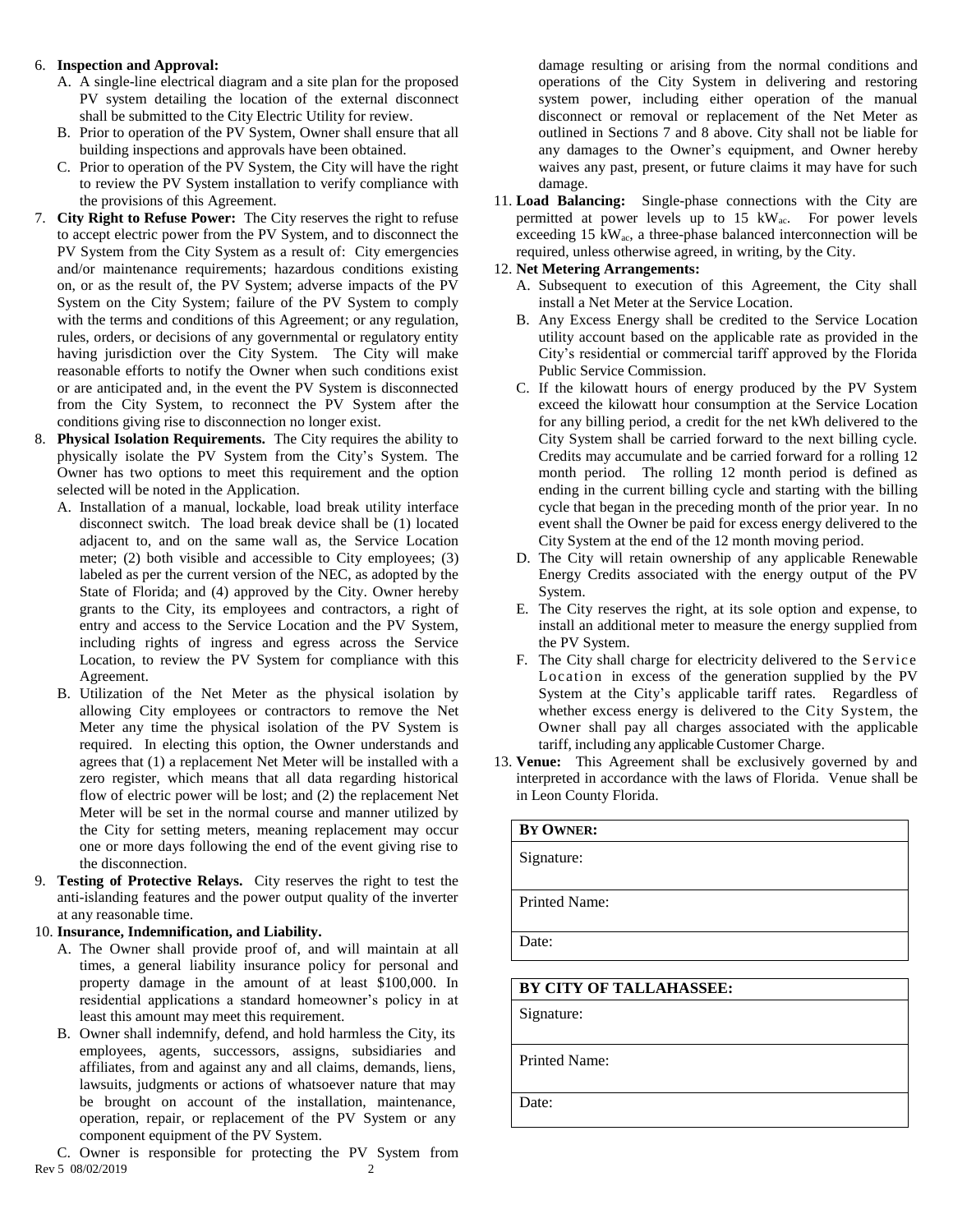6. **Inspection and Approval:**
   A. A single-line electrical diagram and a site plan for the proposed PV system detailing the location of the external disconnect shall be submitted to the City Electric Utility for review.
   B. Prior to operation of the PV System, Owner shall ensure that all building inspections and approvals have been obtained.
   C. Prior to operation of the PV System, the City will have the right to review the PV System installation to verify compliance with the provisions of this Agreement.
7. **City Right to Refuse Power:** The City reserves the right to refuse to accept electric power from the PV System, and to disconnect the PV System from the City System as a result of: City emergencies and/or maintenance requirements; hazardous conditions existing on, or as the result of, the PV System; adverse impacts of the PV System on the City System; failure of the PV System to comply with the terms and conditions of this Agreement; or any regulation, rules, orders, or decisions of any governmental or regulatory entity having jurisdiction over the City System. The City will make reasonable efforts to notify the Owner when such conditions exist or are anticipated and, in the event the PV System is disconnected from the City System, to reconnect the PV System after the conditions giving rise to disconnection no longer exist.
8. **Physical Isolation Requirements.** The City requires the ability to physically isolate the PV System from the City's System. The Owner has two options to meet this requirement and the option selected will be noted in the Application.
   A. Installation of a manual, lockable, load break utility interface disconnect switch. The load break device shall be (1) located adjacent to, and on the same wall as, the Service Location meter; (2) both visible and accessible to City employees; (3) labeled as per the current version of the NEC, as adopted by the State of Florida; and (4) approved by the City. Owner hereby grants to the City, its employees and contractors, a right of entry and access to the Service Location and the PV System, including rights of ingress and egress across the Service Location, to review the PV System for compliance with this Agreement.
   B. Utilization of the Net Meter as the physical isolation by allowing City employees or contractors to remove the Net Meter any time the physical isolation of the PV System is required. In electing this option, the Owner understands and agrees that (1) a replacement Net Meter will be installed with a zero register, which means that all data regarding historical flow of electric power will be lost; and (2) the replacement Net Meter will be set in the normal course and manner utilized by the City for setting meters, meaning replacement may occur one or more days following the end of the event giving rise to the disconnection.
9. **Testing of Protective Relays.** City reserves the right to test the anti-islanding features and the power output quality of the inverter at any reasonable time.
10. **Insurance, Indemnification, and Liability.**
    A. The Owner shall provide proof of, and will maintain at all times, a general liability insurance policy for personal and property damage in the amount of at least $100,000. In residential applications a standard homeowner's policy in at least this amount may meet this requirement.
    B. Owner shall indemnify, defend, and hold harmless the City, its employees, agents, successors, assigns, subsidiaries and affiliates, from and against any and all claims, demands, liens, lawsuits, judgments or actions of whatsoever nature that may be brought on account of the installation, maintenance, operation, repair, or replacement of the PV System or any component equipment of the PV System.
    C. Owner is responsible for protecting the PV System from damage resulting or arising from the normal conditions and operations of the City System in delivering and restoring system power, including either operation of the manual disconnect or removal or replacement of the Net Meter as outlined in Sections 7 and 8 above. City shall not be liable for any damages to the Owner's equipment, and Owner hereby waives any past, present, or future claims it may have for such damage.
11. **Load Balancing:** Single-phase connections with the City are permitted at power levels up to 15 $kW_{ac}$. For power levels exceeding 15 $kW_{ac}$, a three-phase balanced interconnection will be required, unless otherwise agreed, in writing, by the City.
12. **Net Metering Arrangements:**
    A. Subsequent to execution of this Agreement, the City shall install a Net Meter at the Service Location.
    B. Any Excess Energy shall be credited to the Service Location utility account based on the applicable rate as provided in the City's residential or commercial tariff approved by the Florida Public Service Commission.
    C. If the kilowatt hours of energy produced by the PV System exceed the kilowatt hour consumption at the Service Location for any billing period, a credit for the net kWh delivered to the City System shall be carried forward to the next billing cycle. Credits may accumulate and be carried forward for a rolling 12 month period. The rolling 12 month period is defined as ending in the current billing cycle and starting with the billing cycle that began in the preceding month of the prior year. In no event shall the Owner be paid for excess energy delivered to the City System at the end of the 12 month moving period.
    D. The City will retain ownership of any applicable Renewable Energy Credits associated with the energy output of the PV System.
    E. The City reserves the right, at its sole option and expense, to install an additional meter to measure the energy supplied from the PV System.
    F. The City shall charge for electricity delivered to the Service Location in excess of the generation supplied by the PV System at the City's applicable tariff rates. Regardless of whether excess energy is delivered to the City System, the Owner shall pay all charges associated with the applicable tariff, including any applicable Customer Charge.
13. **Venue:** This Agreement shall be exclusively governed by and interpreted in accordance with the laws of Florida. Venue shall be in Leon County Florida.

| **BY OWNER:** |
| --- |
| Signature: |
| Printed Name: |
| Date: |

| **BY CITY OF TALLAHASSEE:** |
| --- |
| Signature: |
| Printed Name: |
| Date: |

Rev 5 08/02/2019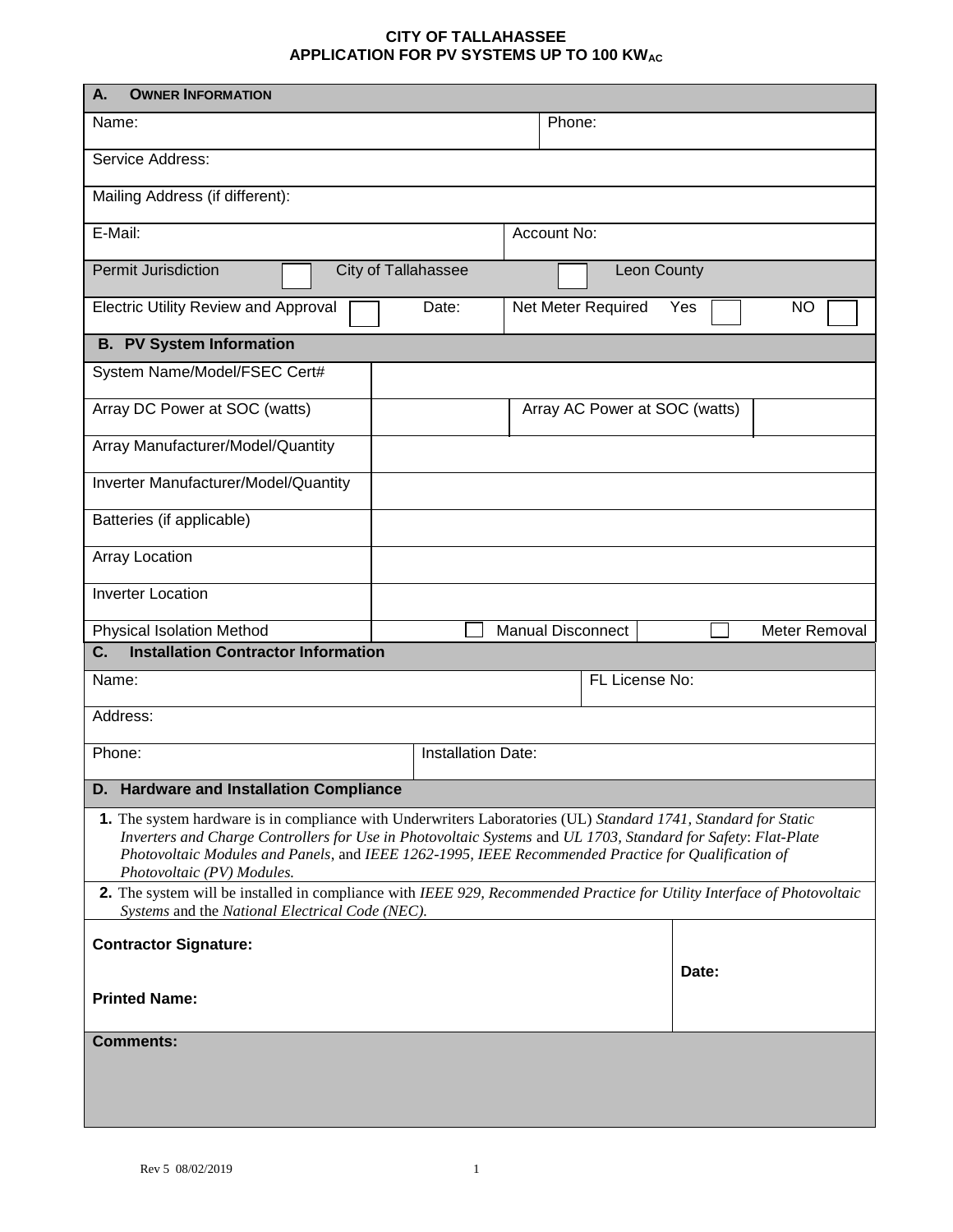# CITY OF TALLAHASSEE
## APPLICATION FOR PV SYSTEMS UP TO 100 $KW_{AC}$

| | | | |
|---|---|---|---|
| **A. OWNER INFORMATION** | | | |
| Name: | | Phone: | |
| Service Address: | | | |
| Mailing Address (if different): | | | |
| E-Mail: | | Account No: | |
| Permit Jurisdiction ☐ City of Tallahassee | | ☐ Leon County | |
| Electric Utility Review and Approval ☐ | Date: | Net Meter Required Yes ☐ NO ☐ | |
| **B. PV System Information** | | | |
| System Name/Model/FSEC Cert# | | | |
| Array DC Power at SOC (watts) | | Array AC Power at SOC (watts) | |
| Array Manufacturer/Model/Quantity | | | |
| Inverter Manufacturer/Model/Quantity | | | |
| Batteries (if applicable) | | | |
| Array Location | | | |
| Inverter Location | | | |
| Physical Isolation Method | ☐ Manual Disconnect | ☐ Meter Removal | |
| **C. Installation Contractor Information** | | | |
| Name: | | FL License No: | |
| Address: | | | |
| Phone: | Installation Date: | | |

**D. Hardware and Installation Compliance**

**1.** The system hardware is in compliance with Underwriters Laboratories (UL) *Standard 1741, Standard for Static Inverters and Charge Controllers for Use in Photovoltaic Systems* and *UL 1703, Standard for Safety: Flat-Plate Photovoltaic Modules and Panels*, and *IEEE 1262-1995, IEEE Recommended Practice for Qualification of Photovoltaic (PV) Modules.*

**2.** The system will be installed in compliance with *IEEE 929, Recommended Practice for Utility Interface of Photovoltaic Systems* and the *National Electrical Code (NEC).*

**Contractor Signature:**

**Printed Name:**

**Date:**

**Comments:**

Rev 5 08/02/2019